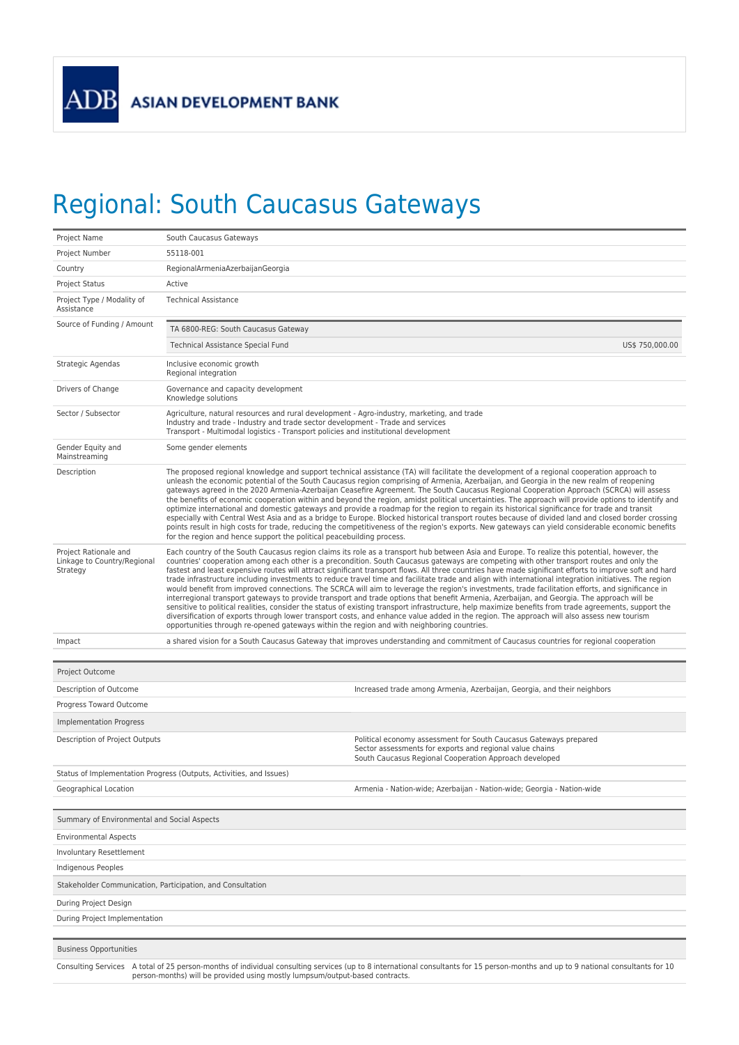ADB ASIAN DEVELOPMENT BANK

# Regional: South Caucasus Gateways

| | |
|---|---|
| Project Name | South Caucasus Gateways |
| Project Number | 55118-001 |
| Country | RegionalArmeniaAzerbaijanGeorgia |
| Project Status | Active |
| Project Type / Modality of Assistance | Technical Assistance |
| Source of Funding / Amount | TA 6800-REG: South Caucasus Gateway<br>Technical Assistance Special Fund US$ 750,000.00 |
| Strategic Agendas | Inclusive economic growth<br>Regional integration |
| Drivers of Change | Governance and capacity development<br>Knowledge solutions |
| Sector / Subsector | Agriculture, natural resources and rural development - Agro-industry, marketing, and trade<br>Industry and trade - Industry and trade sector development - Trade and services<br>Transport - Multimodal logistics - Transport policies and institutional development |
| Gender Equity and Mainstreaming | Some gender elements |
| Description | The proposed regional knowledge and support technical assistance (TA) will facilitate the development of a regional cooperation approach to unleash the economic potential of the South Caucasus region comprising of Armenia, Azerbaijan, and Georgia in the new realm of reopening gateways agreed in the 2020 Armenia-Azerbaijan Ceasefire Agreement. The South Caucasus Regional Cooperation Approach (SCRCA) will assess the benefits of economic cooperation within and beyond the region, amidst political uncertainties. The approach will provide options to identify and optimize international and domestic gateways and provide a roadmap for the region to regain its historical significance for trade and transit especially with Central West Asia and as a bridge to Europe. Blocked historical transport routes because of divided land and closed border crossing points result in high costs for trade, reducing the competitiveness of the region's exports. New gateways can yield considerable economic benefits for the region and hence support the political peacebuilding process. |
| Project Rationale and Linkage to Country/Regional Strategy | Each country of the South Caucasus region claims its role as a transport hub between Asia and Europe. To realize this potential, however, the countries' cooperation among each other is a precondition. South Caucasus gateways are competing with other transport routes and only the fastest and least expensive routes will attract significant transport flows. All three countries have made significant efforts to improve soft and hard trade infrastructure including investments to reduce travel time and facilitate trade and align with international integration initiatives. The region would benefit from improved connections. The SCRCA will aim to leverage the region's investments, trade facilitation efforts, and significance in interregional transport gateways to provide transport and trade options that benefit Armenia, Azerbaijan, and Georgia. The approach will be sensitive to political realities, consider the status of existing transport infrastructure, help maximize benefits from trade agreements, support the diversification of exports through lower transport costs, and enhance value added in the region. The approach will also assess new tourism opportunities through re-opened gateways within the region and with neighboring countries. |
| Impact | a shared vision for a South Caucasus Gateway that improves understanding and commitment of Caucasus countries for regional cooperation |

| Project Outcome | |
|---|---|
| Description of Outcome | Increased trade among Armenia, Azerbaijan, Georgia, and their neighbors |
| Progress Toward Outcome | |
| **Implementation Progress** | |
| Description of Project Outputs | Political economy assessment for South Caucasus Gateways prepared<br>Sector assessments for exports and regional value chains<br>South Caucasus Regional Cooperation Approach developed |
| Status of Implementation Progress (Outputs, Activities, and Issues) | |
| Geographical Location | Armenia - Nation-wide; Azerbaijan - Nation-wide; Georgia - Nation-wide |

| Summary of Environmental and Social Aspects | |
|---|---|
| Environmental Aspects | |
| Involuntary Resettlement | |
| Indigenous Peoples | |
| **Stakeholder Communication, Participation, and Consultation** | |
| During Project Design | |
| During Project Implementation | |

| Business Opportunities | |
|---|---|
| Consulting Services | A total of 25 person-months of individual consulting services (up to 8 international consultants for 15 person-months and up to 9 national consultants for 10 person-months) will be provided using mostly lumpsum/output-based contracts. |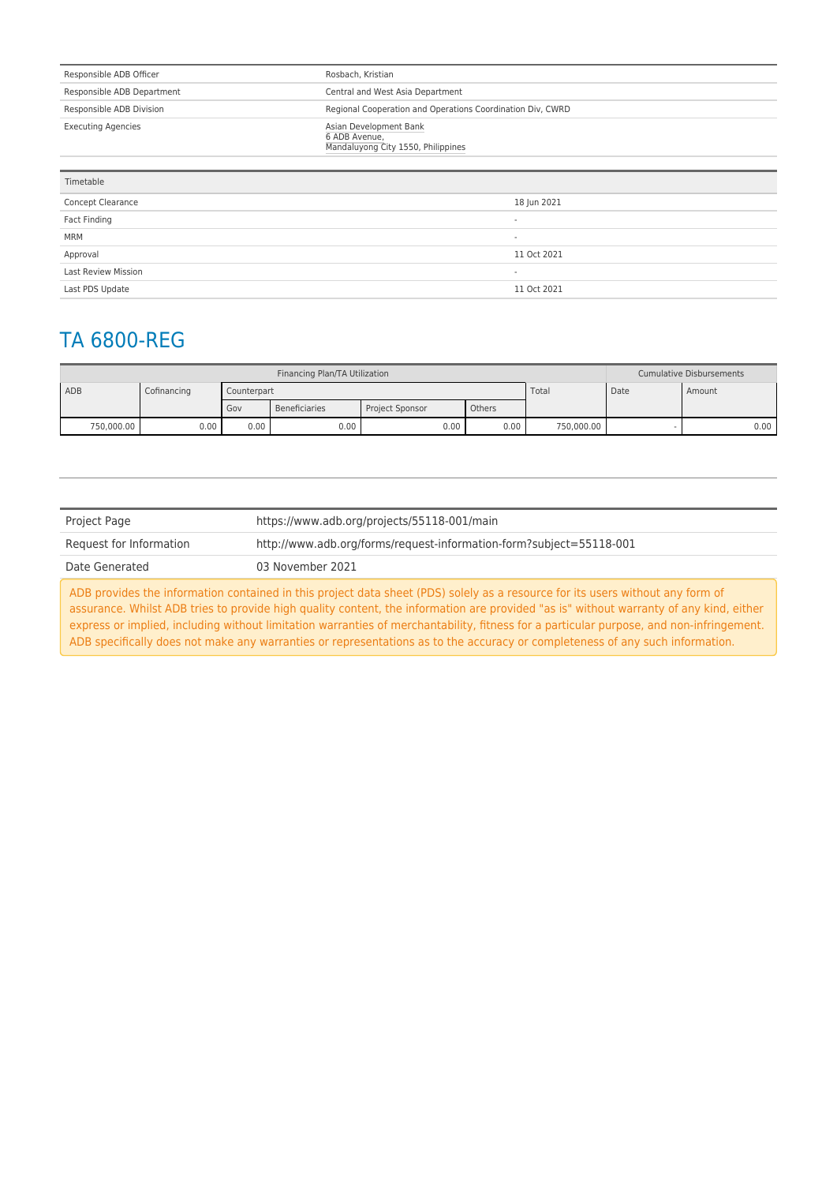| | |
|---|---|
| Responsible ADB Officer | Rosbach, Kristian |
| Responsible ADB Department | Central and West Asia Department |
| Responsible ADB Division | Regional Cooperation and Operations Coordination Div, CWRD |
| Executing Agencies | Asian Development Bank<br>6 ADB Avenue,<br>Mandaluyong City 1550, Philippines |

| Timetable | |
|---|---|
| Concept Clearance | 18 Jun 2021 |
| Fact Finding | - |
| MRM | - |
| Approval | 11 Oct 2021 |
| Last Review Mission | - |
| Last PDS Update | 11 Oct 2021 |

## TA 6800-REG

| Financing Plan/TA Utilization | | | | | | | Cumulative Disbursements | |
|---|---|---|---|---|---|---|---|---|
| ADB | Cofinancing | Counterpart | | | | Total | Date | Amount |
| | | Gov | Beneficiaries | Project Sponsor | Others | | | |
| 750,000.00 | 0.00 | 0.00 | 0.00 | 0.00 | 0.00 | 750,000.00 | - | 0.00 |

| | |
|---|---|
| Project Page | https://www.adb.org/projects/55118-001/main |
| Request for Information | http://www.adb.org/forms/request-information-form?subject=55118-001 |
| Date Generated | 03 November 2021 |

ADB provides the information contained in this project data sheet (PDS) solely as a resource for its users without any form of assurance. Whilst ADB tries to provide high quality content, the information are provided "as is" without warranty of any kind, either express or implied, including without limitation warranties of merchantability, fitness for a particular purpose, and non-infringement. ADB specifically does not make any warranties or representations as to the accuracy or completeness of any such information.